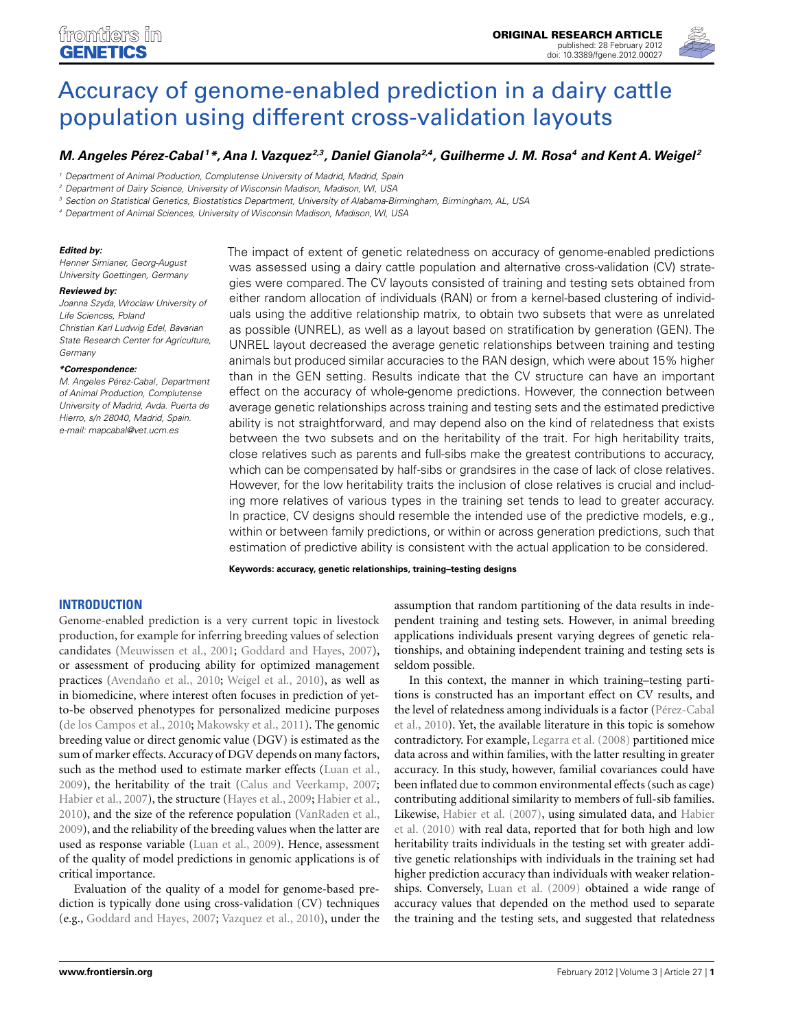ORIGINAL RESEARCH ARTICLE
published: 28 February 2012
doi: 10.3389/fgene.2012.00027

# Accuracy of genome-enabled prediction in a dairy cattle population using different cross-validation layouts

***M. Angeles Pérez-Cabal[1]\*, Ana I. Vazquez[2,3], Daniel Gianola[2,4], Guilherme J. M. Rosa[4] and Kent A. Weigel[2]***

[1] Department of Animal Production, Complutense University of Madrid, Madrid, Spain
[2] Department of Dairy Science, University of Wisconsin Madison, Madison, WI, USA
[3] Section on Statistical Genetics, Biostatistics Department, University of Alabama-Birmingham, Birmingham, AL, USA
[4] Department of Animal Sciences, University of Wisconsin Madison, Madison, WI, USA

***Edited by:***
*Henner Simianer, Georg-August University Goettingen, Germany*

***Reviewed by:***
*Joanna Szyda, Wroclaw University of Life Sciences, Poland*
*Christian Karl Ludwig Edel, Bavarian State Research Center for Agriculture, Germany*

***\*Correspondence:***
*M. Angeles Pérez-Cabal, Department of Animal Production, Complutense University of Madrid, Avda. Puerta de Hierro, s/n 28040, Madrid, Spain.*
*e-mail: mapcabal@vet.ucm.es*

The impact of extent of genetic relatedness on accuracy of genome-enabled predictions was assessed using a dairy cattle population and alternative cross-validation (CV) strategies were compared. The CV layouts consisted of training and testing sets obtained from either random allocation of individuals (RAN) or from a kernel-based clustering of individuals using the additive relationship matrix, to obtain two subsets that were as unrelated as possible (UNREL), as well as a layout based on stratification by generation (GEN). The UNREL layout decreased the average genetic relationships between training and testing animals but produced similar accuracies to the RAN design, which were about 15% higher than in the GEN setting. Results indicate that the CV structure can have an important effect on the accuracy of whole-genome predictions. However, the connection between average genetic relationships across training and testing sets and the estimated predictive ability is not straightforward, and may depend also on the kind of relatedness that exists between the two subsets and on the heritability of the trait. For high heritability traits, close relatives such as parents and full-sibs make the greatest contributions to accuracy, which can be compensated by half-sibs or grandsires in the case of lack of close relatives. However, for the low heritability traits the inclusion of close relatives is crucial and including more relatives of various types in the training set tends to lead to greater accuracy. In practice, CV designs should resemble the intended use of the predictive models, e.g., within or between family predictions, or within or across generation predictions, such that estimation of predictive ability is consistent with the actual application to be considered.

**Keywords: accuracy, genetic relationships, training–testing designs**

## INTRODUCTION

Genome-enabled prediction is a very current topic in livestock production, for example for inferring breeding values of selection candidates (Meuwissen et al., 2001; Goddard and Hayes, 2007), or assessment of producing ability for optimized management practices (Avendaño et al., 2010; Weigel et al., 2010), as well as in biomedicine, where interest often focuses in prediction of yet-to-be observed phenotypes for personalized medicine purposes (de los Campos et al., 2010; Makowsky et al., 2011). The genomic breeding value or direct genomic value (DGV) is estimated as the sum of marker effects. Accuracy of DGV depends on many factors, such as the method used to estimate marker effects (Luan et al., 2009), the heritability of the trait (Calus and Veerkamp, 2007; Habier et al., 2007), the structure (Hayes et al., 2009; Habier et al., 2010), and the size of the reference population (VanRaden et al., 2009), and the reliability of the breeding values when the latter are used as response variable (Luan et al., 2009). Hence, assessment of the quality of model predictions in genomic applications is of critical importance.

Evaluation of the quality of a model for genome-based prediction is typically done using cross-validation (CV) techniques (e.g., Goddard and Hayes, 2007; Vazquez et al., 2010), under the assumption that random partitioning of the data results in independent training and testing sets. However, in animal breeding applications individuals present varying degrees of genetic relationships, and obtaining independent training and testing sets is seldom possible.

In this context, the manner in which training–testing partitions is constructed has an important effect on CV results, and the level of relatedness among individuals is a factor (Pérez-Cabal et al., 2010). Yet, the available literature in this topic is somehow contradictory. For example, Legarra et al. (2008) partitioned mice data across and within families, with the latter resulting in greater accuracy. In this study, however, familial covariances could have been inflated due to common environmental effects (such as cage) contributing additional similarity to members of full-sib families. Likewise, Habier et al. (2007), using simulated data, and Habier et al. (2010) with real data, reported that for both high and low heritability traits individuals in the testing set with greater additive genetic relationships with individuals in the training set had higher prediction accuracy than individuals with weaker relationships. Conversely, Luan et al. (2009) obtained a wide range of accuracy values that depended on the method used to separate the training and the testing sets, and suggested that relatedness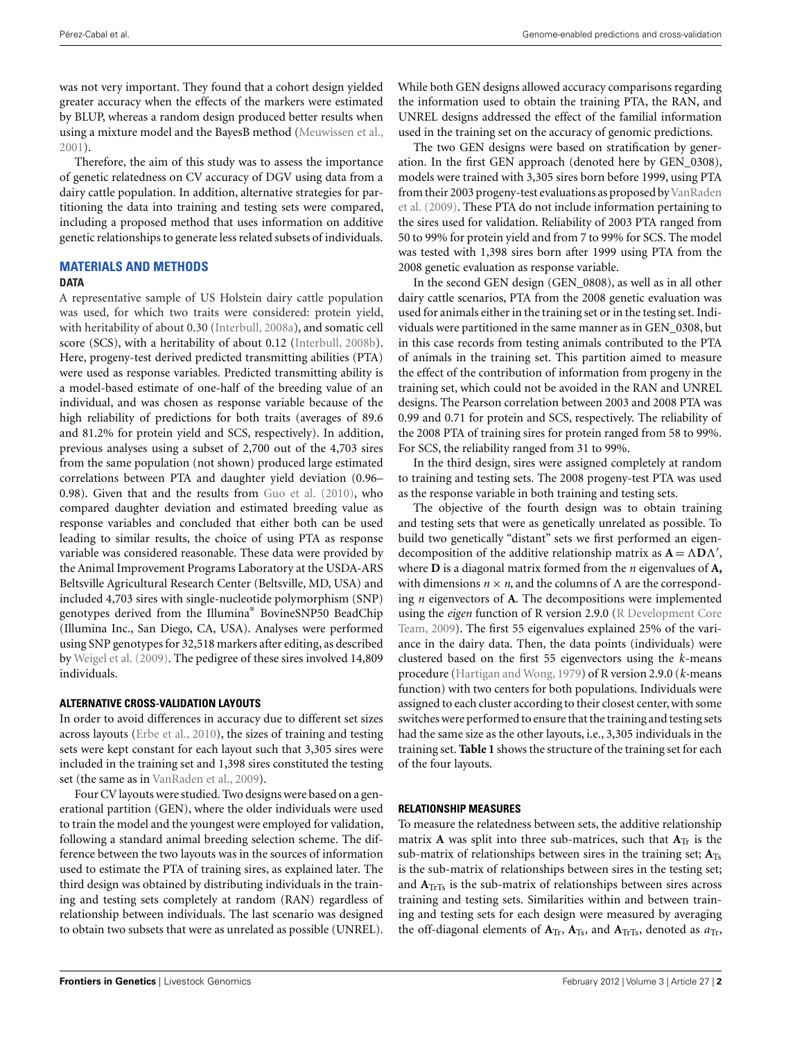was not very important. They found that a cohort design yielded greater accuracy when the effects of the markers were estimated by BLUP, whereas a random design produced better results when using a mixture model and the BayesB method (Meuwissen et al., 2001).

Therefore, the aim of this study was to assess the importance of genetic relatedness on CV accuracy of DGV using data from a dairy cattle population. In addition, alternative strategies for partitioning the data into training and testing sets were compared, including a proposed method that uses information on additive genetic relationships to generate less related subsets of individuals.

## MATERIALS AND METHODS

### DATA

A representative sample of US Holstein dairy cattle population was used, for which two traits were considered: protein yield, with heritability of about 0.30 (Interbull, 2008a), and somatic cell score (SCS), with a heritability of about 0.12 (Interbull, 2008b). Here, progeny-test derived predicted transmitting abilities (PTA) were used as response variables. Predicted transmitting ability is a model-based estimate of one-half of the breeding value of an individual, and was chosen as response variable because of the high reliability of predictions for both traits (averages of 89.6 and 81.2% for protein yield and SCS, respectively). In addition, previous analyses using a subset of 2,700 out of the 4,703 sires from the same population (not shown) produced large estimated correlations between PTA and daughter yield deviation (0.96–0.98). Given that and the results from Guo et al. (2010), who compared daughter deviation and estimated breeding value as response variables and concluded that either both can be used leading to similar results, the choice of using PTA as response variable was considered reasonable. These data were provided by the Animal Improvement Programs Laboratory at the USDA-ARS Beltsville Agricultural Research Center (Beltsville, MD, USA) and included 4,703 sires with single-nucleotide polymorphism (SNP) genotypes derived from the Illumina® BovineSNP50 BeadChip (Illumina Inc., San Diego, CA, USA). Analyses were performed using SNP genotypes for 32,518 markers after editing, as described by Weigel et al. (2009). The pedigree of these sires involved 14,809 individuals.

### ALTERNATIVE CROSS-VALIDATION LAYOUTS

In order to avoid differences in accuracy due to different set sizes across layouts (Erbe et al., 2010), the sizes of training and testing sets were kept constant for each layout such that 3,305 sires were included in the training set and 1,398 sires constituted the testing set (the same as in VanRaden et al., 2009).

Four CV layouts were studied. Two designs were based on a generational partition (GEN), where the older individuals were used to train the model and the youngest were employed for validation, following a standard animal breeding selection scheme. The difference between the two layouts was in the sources of information used to estimate the PTA of training sires, as explained later. The third design was obtained by distributing individuals in the training and testing sets completely at random (RAN) regardless of relationship between individuals. The last scenario was designed to obtain two subsets that were as unrelated as possible (UNREL). While both GEN designs allowed accuracy comparisons regarding the information used to obtain the training PTA, the RAN, and UNREL designs addressed the effect of the familial information used in the training set on the accuracy of genomic predictions.

The two GEN designs were based on stratification by generation. In the first GEN approach (denoted here by GEN_0308), models were trained with 3,305 sires born before 1999, using PTA from their 2003 progeny-test evaluations as proposed by VanRaden et al. (2009). These PTA do not include information pertaining to the sires used for validation. Reliability of 2003 PTA ranged from 50 to 99% for protein yield and from 7 to 99% for SCS. The model was tested with 1,398 sires born after 1999 using PTA from the 2008 genetic evaluation as response variable.

In the second GEN design (GEN_0808), as well as in all other dairy cattle scenarios, PTA from the 2008 genetic evaluation was used for animals either in the training set or in the testing set. Individuals were partitioned in the same manner as in GEN_0308, but in this case records from testing animals contributed to the PTA of animals in the training set. This partition aimed to measure the effect of the contribution of information from progeny in the training set, which could not be avoided in the RAN and UNREL designs. The Pearson correlation between 2003 and 2008 PTA was 0.99 and 0.71 for protein and SCS, respectively. The reliability of the 2008 PTA of training sires for protein ranged from 58 to 99%. For SCS, the reliability ranged from 31 to 99%.

In the third design, sires were assigned completely at random to training and testing sets. The 2008 progeny-test PTA was used as the response variable in both training and testing sets.

The objective of the fourth design was to obtain training and testing sets that were as genetically unrelated as possible. To build two genetically "distant" sets we first performed an eigen-decomposition of the additive relationship matrix as $\mathbf{A} = \Lambda \mathbf{D} \Lambda'$, where $\mathbf{D}$ is a diagonal matrix formed from the $n$ eigenvalues of $\mathbf{A}$, with dimensions $n \times n$, and the columns of $\Lambda$ are the corresponding $n$ eigenvectors of $\mathbf{A}$. The decompositions were implemented using the *eigen* function of R version 2.9.0 (R Development Core Team, 2009). The first 55 eigenvalues explained 25% of the variance in the dairy data. Then, the data points (individuals) were clustered based on the first 55 eigenvectors using the *k*-means procedure (Hartigan and Wong, 1979) of R version 2.9.0 (*k*-means function) with two centers for both populations. Individuals were assigned to each cluster according to their closest center, with some switches were performed to ensure that the training and testing sets had the same size as the other layouts, i.e., 3,305 individuals in the training set. **Table 1** shows the structure of the training set for each of the four layouts.

### RELATIONSHIP MEASURES

To measure the relatedness between sets, the additive relationship matrix $\mathbf{A}$ was split into three sub-matrices, such that $\mathbf{A}_{\mathrm{Tr}}$ is the sub-matrix of relationships between sires in the training set; $\mathbf{A}_{\mathrm{Ts}}$ is the sub-matrix of relationships between sires in the testing set; and $\mathbf{A}_{\mathrm{TrTs}}$ is the sub-matrix of relationships between sires across training and testing sets. Similarities within and between training and testing sets for each design were measured by averaging the off-diagonal elements of $\mathbf{A}_{\mathrm{Tr}}$, $\mathbf{A}_{\mathrm{Ts}}$, and $\mathbf{A}_{\mathrm{TrTs}}$, denoted as $a_{\mathrm{Tr}}$,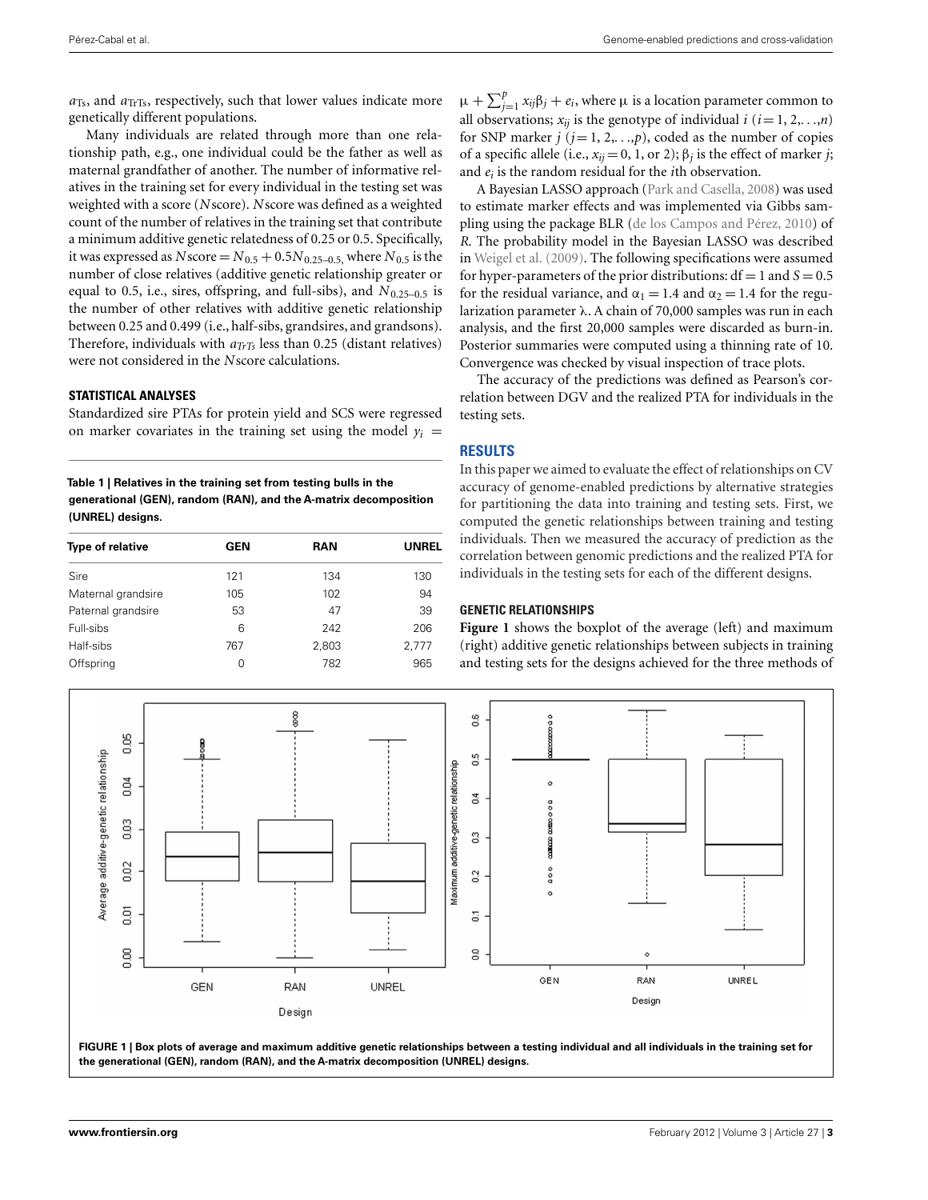$a_{\mathrm{Ts}}$, and $a_{\mathrm{TrTs}}$, respectively, such that lower values indicate more genetically different populations.

Many individuals are related through more than one relationship path, e.g., one individual could be the father as well as maternal grandfather of another. The number of informative relatives in the training set for every individual in the testing set was weighted with a score (*N*score). *N*score was defined as a weighted count of the number of relatives in the training set that contribute a minimum additive genetic relatedness of 0.25 or 0.5. Specifically, it was expressed as $N\text{score} = N_{0.5} + 0.5N_{0.25\text{–}0.5}$, where $N_{0.5}$ is the number of close relatives (additive genetic relationship greater or equal to 0.5, i.e., sires, offspring, and full-sibs), and $N_{0.25\text{–}0.5}$ is the number of other relatives with additive genetic relationship between 0.25 and 0.499 (i.e., half-sibs, grandsires, and grandsons). Therefore, individuals with $a_{TrTs}$ less than 0.25 (distant relatives) were not considered in the *N*score calculations.

### STATISTICAL ANALYSES

Standardized sire PTAs for protein yield and SCS were regressed on marker covariates in the training set using the model $y_i = \mu + \sum_{j=1}^{p} x_{ij}\beta_j + e_i$, where $\mu$ is a location parameter common to all observations; $x_{ij}$ is the genotype of individual $i$ ($i = 1, 2, \ldots, n$) for SNP marker $j$ ($j = 1, 2, \ldots, p$), coded as the number of copies of a specific allele (i.e., $x_{ij} = 0$, 1, or 2); $\beta_j$ is the effect of marker $j$; and $e_i$ is the random residual for the $i$th observation.

A Bayesian LASSO approach (Park and Casella, 2008) was used to estimate marker effects and was implemented via Gibbs sampling using the package BLR (de los Campos and Pérez, 2010) of *R*. The probability model in the Bayesian LASSO was described in Weigel et al. (2009). The following specifications were assumed for hyper-parameters of the prior distributions: df = 1 and $S = 0.5$ for the residual variance, and $\alpha_1 = 1.4$ and $\alpha_2 = 1.4$ for the regularization parameter $\lambda$. A chain of 70,000 samples was run in each analysis, and the first 20,000 samples were discarded as burn-in. Posterior summaries were computed using a thinning rate of 10. Convergence was checked by visual inspection of trace plots.

The accuracy of the predictions was defined as Pearson's correlation between DGV and the realized PTA for individuals in the testing sets.

**Table 1 | Relatives in the training set from testing bulls in the generational (GEN), random (RAN), and the A-matrix decomposition (UNREL) designs.**

| Type of relative | GEN | RAN | UNREL |
|---|---|---|---|
| Sire | 121 | 134 | 130 |
| Maternal grandsire | 105 | 102 | 94 |
| Paternal grandsire | 53 | 47 | 39 |
| Full-sibs | 6 | 242 | 206 |
| Half-sibs | 767 | 2,803 | 2,777 |
| Offspring | 0 | 782 | 965 |

## RESULTS

In this paper we aimed to evaluate the effect of relationships on CV accuracy of genome-enabled predictions by alternative strategies for partitioning the data into training and testing sets. First, we computed the genetic relationships between training and testing individuals. Then we measured the accuracy of prediction as the correlation between genomic predictions and the realized PTA for individuals in the testing sets for each of the different designs.

### GENETIC RELATIONSHIPS

**Figure 1** shows the boxplot of the average (left) and maximum (right) additive genetic relationships between subjects in training and testing sets for the designs achieved for the three methods of

**FIGURE 1 | Box plots of average and maximum additive genetic relationships between a testing individual and all individuals in the training set for the generational (GEN), random (RAN), and the A-matrix decomposition (UNREL) designs.**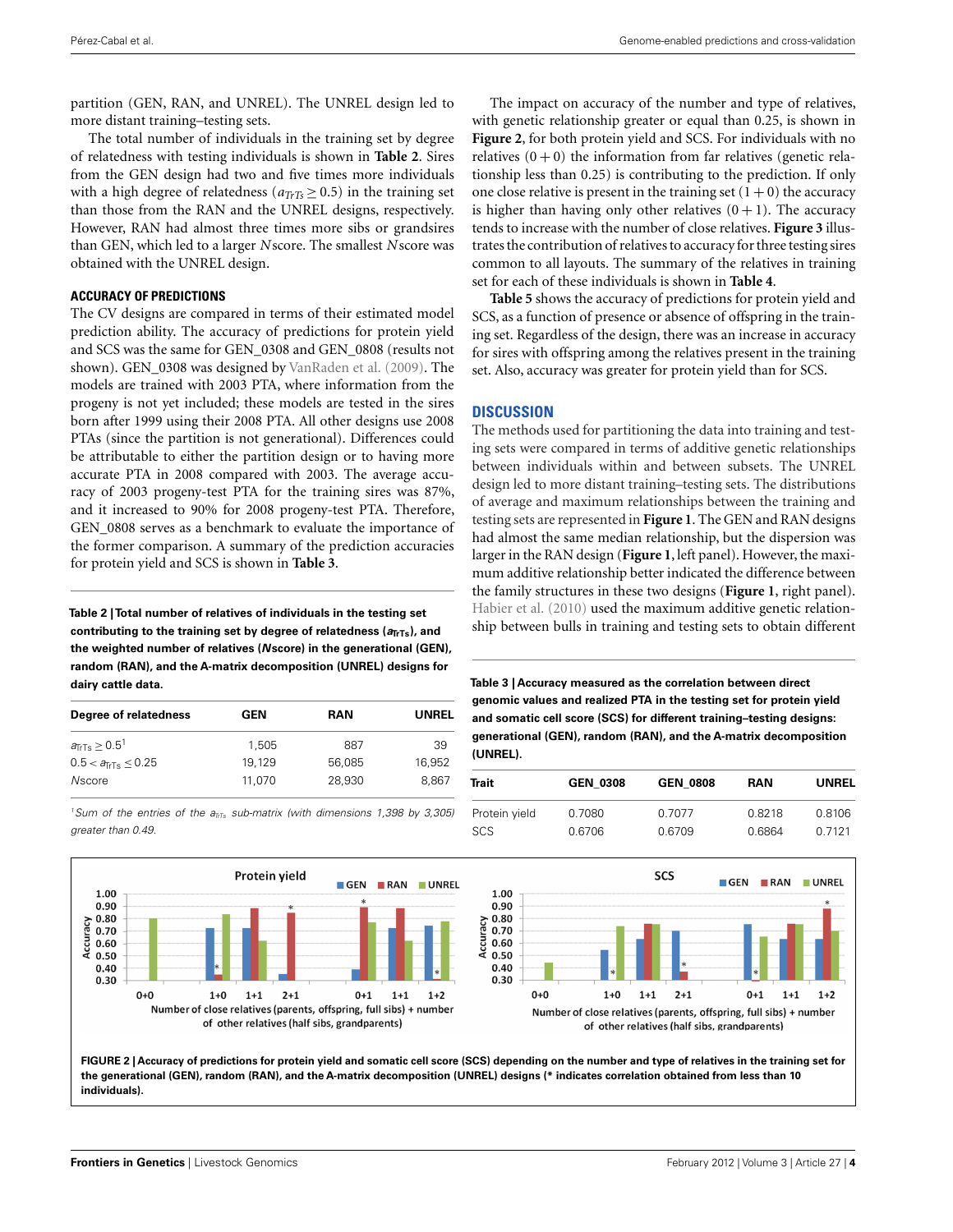partition (GEN, RAN, and UNREL). The UNREL design led to more distant training–testing sets.

The total number of individuals in the training set by degree of relatedness with testing individuals is shown in **Table 2**. Sires from the GEN design had two and five times more individuals with a high degree of relatedness ($a_{TrTs} \geq 0.5$) in the training set than those from the RAN and the UNREL designs, respectively. However, RAN had almost three times more sibs or grandsires than GEN, which led to a larger *N*score. The smallest *N*score was obtained with the UNREL design.

### ACCURACY OF PREDICTIONS

The CV designs are compared in terms of their estimated model prediction ability. The accuracy of predictions for protein yield and SCS was the same for GEN_0308 and GEN_0808 (results not shown). GEN_0308 was designed by VanRaden et al. (2009). The models are trained with 2003 PTA, where information from the progeny is not yet included; these models are tested in the sires born after 1999 using their 2008 PTA. All other designs use 2008 PTAs (since the partition is not generational). Differences could be attributable to either the partition design or to having more accurate PTA in 2008 compared with 2003. The average accuracy of 2003 progeny-test PTA for the training sires was 87%, and it increased to 90% for 2008 progeny-test PTA. Therefore, GEN_0808 serves as a benchmark to evaluate the importance of the former comparison. A summary of the prediction accuracies for protein yield and SCS is shown in **Table 3**.

**Table 2 | Total number of relatives of individuals in the testing set contributing to the training set by degree of relatedness ($a_{TrTs}$), and the weighted number of relatives (*N*score) in the generational (GEN), random (RAN), and the A-matrix decomposition (UNREL) designs for dairy cattle data.**

| Degree of relatedness | GEN | RAN | UNREL |
|---|---|---|---|
| $a_{TrTs} \geq 0.5$[1] | 1,505 | 887 | 39 |
| $0.5 < a_{TrTs} \leq 0.25$ | 19,129 | 56,085 | 16,952 |
| *N*score | 11,070 | 28,930 | 8,867 |

[1] *Sum of the entries of the $a_{TrTs}$ sub-matrix (with dimensions 1,398 by 3,305) greater than 0.49.*

The impact on accuracy of the number and type of relatives, with genetic relationship greater or equal than 0.25, is shown in **Figure 2**, for both protein yield and SCS. For individuals with no relatives $(0+0)$ the information from far relatives (genetic relationship less than 0.25) is contributing to the prediction. If only one close relative is present in the training set $(1+0)$ the accuracy is higher than having only other relatives $(0+1)$. The accuracy tends to increase with the number of close relatives. **Figure 3** illustrates the contribution of relatives to accuracy for three testing sires common to all layouts. The summary of the relatives in training set for each of these individuals is shown in **Table 4**.

**Table 5** shows the accuracy of predictions for protein yield and SCS, as a function of presence or absence of offspring in the training set. Regardless of the design, there was an increase in accuracy for sires with offspring among the relatives present in the training set. Also, accuracy was greater for protein yield than for SCS.

## DISCUSSION

The methods used for partitioning the data into training and testing sets were compared in terms of additive genetic relationships between individuals within and between subsets. The UNREL design led to more distant training–testing sets. The distributions of average and maximum relationships between the training and testing sets are represented in **Figure 1**. The GEN and RAN designs had almost the same median relationship, but the dispersion was larger in the RAN design (**Figure 1**, left panel). However, the maximum additive relationship better indicated the difference between the family structures in these two designs (**Figure 1**, right panel). Habier et al. (2010) used the maximum additive genetic relationship between bulls in training and testing sets to obtain different

**Table 3 | Accuracy measured as the correlation between direct genomic values and realized PTA in the testing set for protein yield and somatic cell score (SCS) for different training–testing designs: generational (GEN), random (RAN), and the A-matrix decomposition (UNREL).**

| Trait | GEN_0308 | GEN_0808 | RAN | UNREL |
|---|---|---|---|---|
| Protein yield | 0.7080 | 0.7077 | 0.8218 | 0.8106 |
| SCS | 0.6706 | 0.6709 | 0.6864 | 0.7121 |

**FIGURE 2 | Accuracy of predictions for protein yield and somatic cell score (SCS) depending on the number and type of relatives in the training set for the generational (GEN), random (RAN), and the A-matrix decomposition (UNREL) designs (* indicates correlation obtained from less than 10 individuals).**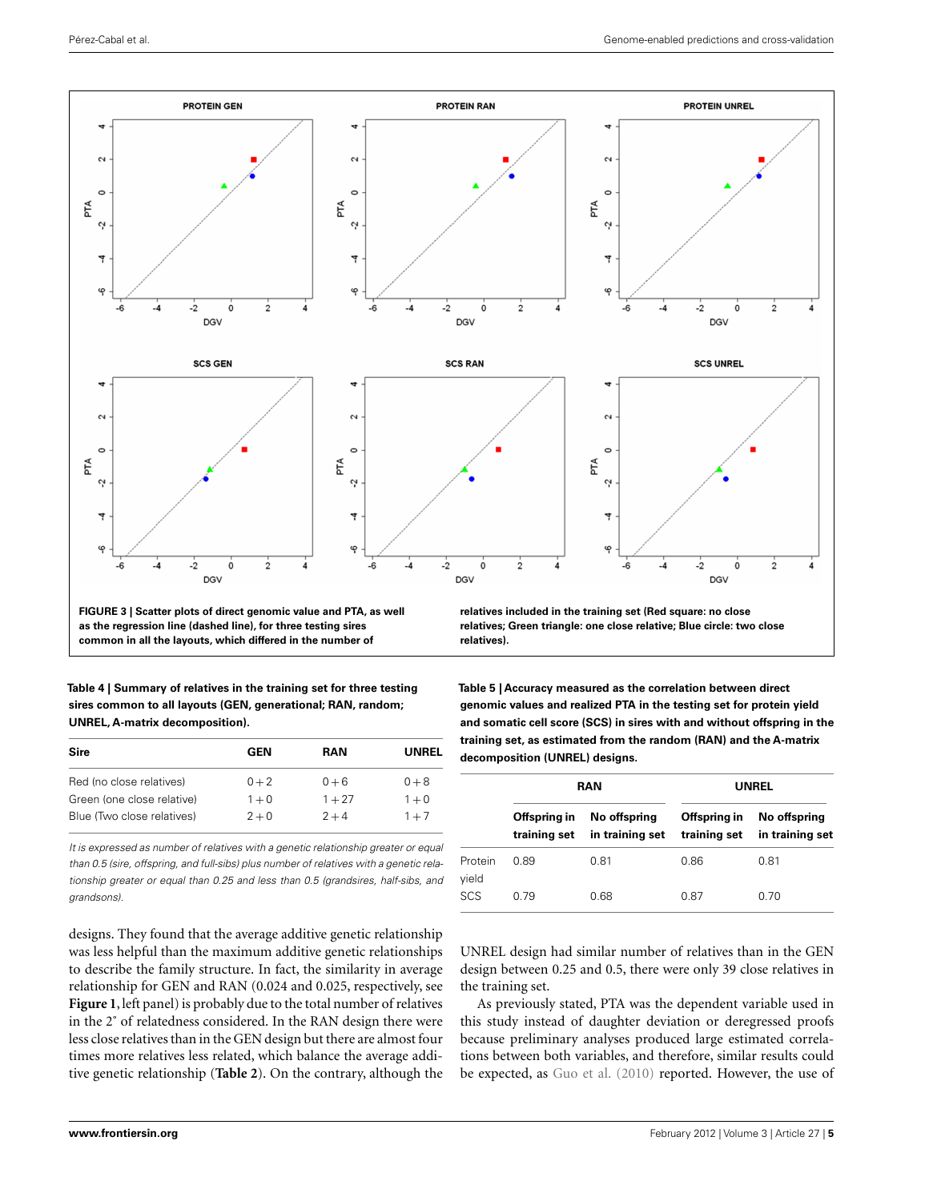FIGURE 3 | Scatter plots of direct genomic value and PTA, as well as the regression line (dashed line), for three testing sires common in all the layouts, which differed in the number of relatives included in the training set (Red square: no close relatives; Green triangle: one close relative; Blue circle: two close relatives).

**Table 4 | Summary of relatives in the training set for three testing sires common to all layouts (GEN, generational; RAN, random; UNREL, A-matrix decomposition).**

| Sire | GEN | RAN | UNREL |
|---|---|---|---|
| Red (no close relatives) | 0 + 2 | 0 + 6 | 0 + 8 |
| Green (one close relative) | 1 + 0 | 1 + 27 | 1 + 0 |
| Blue (Two close relatives) | 2 + 0 | 2 + 4 | 1 + 7 |

*It is expressed as number of relatives with a genetic relationship greater or equal than 0.5 (sire, offspring, and full-sibs) plus number of relatives with a genetic relationship greater or equal than 0.25 and less than 0.5 (grandsires, half-sibs, and grandsons).*

**Table 5 | Accuracy measured as the correlation between direct genomic values and realized PTA in the testing set for protein yield and somatic cell score (SCS) in sires with and without offspring in the training set, as estimated from the random (RAN) and the A-matrix decomposition (UNREL) designs.**

| | RAN | | UNREL | |
|---|---|---|---|---|
| | Offspring in training set | No offspring in training set | Offspring in training set | No offspring in training set |
| Protein yield | 0.89 | 0.81 | 0.86 | 0.81 |
| SCS | 0.79 | 0.68 | 0.87 | 0.70 |

designs. They found that the average additive genetic relationship was less helpful than the maximum additive genetic relationships to describe the family structure. In fact, the similarity in average relationship for GEN and RAN (0.024 and 0.025, respectively, see **Figure 1**, left panel) is probably due to the total number of relatives in the 2° of relatedness considered. In the RAN design there were less close relatives than in the GEN design but there are almost four times more relatives less related, which balance the average additive genetic relationship (**Table 2**). On the contrary, although the UNREL design had similar number of relatives than in the GEN design between 0.25 and 0.5, there were only 39 close relatives in the training set.

As previously stated, PTA was the dependent variable used in this study instead of daughter deviation or deregressed proofs because preliminary analyses produced large estimated correlations between both variables, and therefore, similar results could be expected, as Guo et al. (2010) reported. However, the use of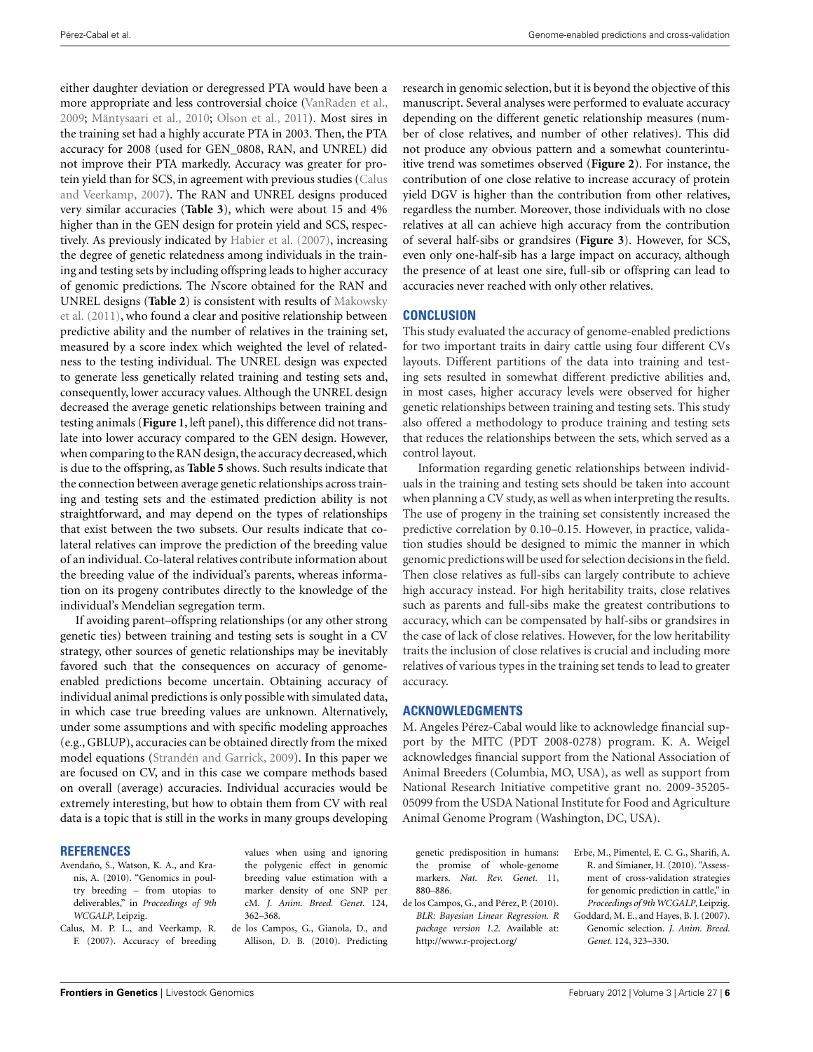either daughter deviation or deregressed PTA would have been a more appropriate and less controversial choice (VanRaden et al., 2009; Mäntysaari et al., 2010; Olson et al., 2011). Most sires in the training set had a highly accurate PTA in 2003. Then, the PTA accuracy for 2008 (used for GEN_0808, RAN, and UNREL) did not improve their PTA markedly. Accuracy was greater for protein yield than for SCS, in agreement with previous studies (Calus and Veerkamp, 2007). The RAN and UNREL designs produced very similar accuracies (**Table 3**), which were about 15 and 4% higher than in the GEN design for protein yield and SCS, respectively. As previously indicated by Habier et al. (2007), increasing the degree of genetic relatedness among individuals in the training and testing sets by including offspring leads to higher accuracy of genomic predictions. The *N*score obtained for the RAN and UNREL designs (**Table 2**) is consistent with results of Makowsky et al. (2011), who found a clear and positive relationship between predictive ability and the number of relatives in the training set, measured by a score index which weighted the level of relatedness to the testing individual. The UNREL design was expected to generate less genetically related training and testing sets and, consequently, lower accuracy values. Although the UNREL design decreased the average genetic relationships between training and testing animals (**Figure 1**, left panel), this difference did not translate into lower accuracy compared to the GEN design. However, when comparing to the RAN design, the accuracy decreased, which is due to the offspring, as **Table 5** shows. Such results indicate that the connection between average genetic relationships across training and testing sets and the estimated prediction ability is not straightforward, and may depend on the types of relationships that exist between the two subsets. Our results indicate that co-lateral relatives can improve the prediction of the breeding value of an individual. Co-lateral relatives contribute information about the breeding value of the individual's parents, whereas information on its progeny contributes directly to the knowledge of the individual's Mendelian segregation term.

If avoiding parent–offspring relationships (or any other strong genetic ties) between training and testing sets is sought in a CV strategy, other sources of genetic relationships may be inevitably favored such that the consequences on accuracy of genome-enabled predictions become uncertain. Obtaining accuracy of individual animal predictions is only possible with simulated data, in which case true breeding values are unknown. Alternatively, under some assumptions and with specific modeling approaches (e.g., GBLUP), accuracies can be obtained directly from the mixed model equations (Strandén and Garrick, 2009). In this paper we are focused on CV, and in this case we compare methods based on overall (average) accuracies. Individual accuracies would be extremely interesting, but how to obtain them from CV with real data is a topic that is still in the works in many groups developing research in genomic selection, but it is beyond the objective of this manuscript. Several analyses were performed to evaluate accuracy depending on the different genetic relationship measures (number of close relatives, and number of other relatives). This did not produce any obvious pattern and a somewhat counterintuitive trend was sometimes observed (**Figure 2**). For instance, the contribution of one close relative to increase accuracy of protein yield DGV is higher than the contribution from other relatives, regardless the number. Moreover, those individuals with no close relatives at all can achieve high accuracy from the contribution of several half-sibs or grandsires (**Figure 3**). However, for SCS, even only one-half-sib has a large impact on accuracy, although the presence of at least one sire, full-sib or offspring can lead to accuracies never reached with only other relatives.

## CONCLUSION

This study evaluated the accuracy of genome-enabled predictions for two important traits in dairy cattle using four different CVs layouts. Different partitions of the data into training and testing sets resulted in somewhat different predictive abilities and, in most cases, higher accuracy levels were observed for higher genetic relationships between training and testing sets. This study also offered a methodology to produce training and testing sets that reduces the relationships between the sets, which served as a control layout.

Information regarding genetic relationships between individuals in the training and testing sets should be taken into account when planning a CV study, as well as when interpreting the results. The use of progeny in the training set consistently increased the predictive correlation by 0.10–0.15. However, in practice, validation studies should be designed to mimic the manner in which genomic predictions will be used for selection decisions in the field. Then close relatives as full-sibs can largely contribute to achieve high accuracy instead. For high heritability traits, close relatives such as parents and full-sibs make the greatest contributions to accuracy, which can be compensated by half-sibs or grandsires in the case of lack of close relatives. However, for the low heritability traits the inclusion of close relatives is crucial and including more relatives of various types in the training set tends to lead to greater accuracy.

## ACKNOWLEDGMENTS

M. Angeles Pérez-Cabal would like to acknowledge financial support by the MITC (PDT 2008-0278) program. K. A. Weigel acknowledges financial support from the National Association of Animal Breeders (Columbia, MO, USA), as well as support from National Research Initiative competitive grant no. 2009-35205-05099 from the USDA National Institute for Food and Agriculture Animal Genome Program (Washington, DC, USA).

## REFERENCES

Avendaño, S., Watson, K. A., and Kranis, A. (2010). "Genomics in poultry breeding – from utopias to deliverables," in *Proceedings of 9th WCGALP*, Leipzig.

Calus, M. P. L., and Veerkamp, R. F. (2007). Accuracy of breeding values when using and ignoring the polygenic effect in genomic breeding value estimation with a marker density of one SNP per cM. *J. Anim. Breed. Genet.* 124, 362–368.

de los Campos, G., Gianola, D., and Allison, D. B. (2010). Predicting genetic predisposition in humans: the promise of whole-genome markers. *Nat. Rev. Genet.* 11, 880–886.

de los Campos, G., and Pérez, P. (2010). *BLR: Bayesian Linear Regression. R package version 1.2.* Available at: http://www.r-project.org/

Erbe, M., Pimentel, E. C. G., Sharifi, A. R. and Simianer, H. (2010). "Assessment of cross-validation strategies for genomic prediction in cattle," in *Proceedings of 9th WCGALP*, Leipzig.

Goddard, M. E., and Hayes, B. J. (2007). Genomic selection. *J. Anim. Breed. Genet.* 124, 323–330.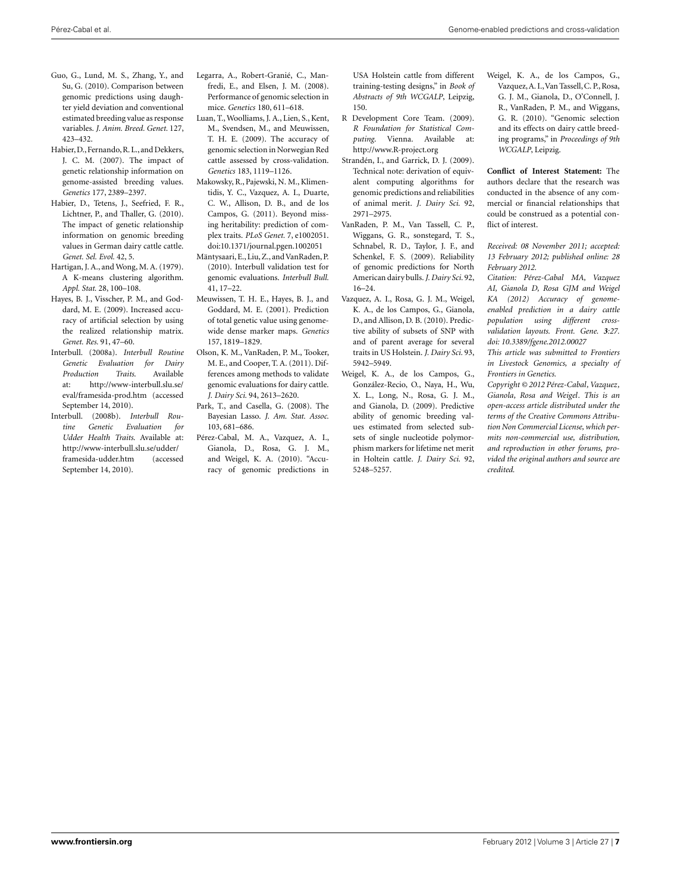Guo, G., Lund, M. S., Zhang, Y., and Su, G. (2010). Comparison between genomic predictions using daughter yield deviation and conventional estimated breeding value as response variables. *J. Anim. Breed. Genet.* 127, 423–432.

Habier, D., Fernando, R. L., and Dekkers, J. C. M. (2007). The impact of genetic relationship information on genome-assisted breeding values. *Genetics* 177, 2389–2397.

Habier, D., Tetens, J., Seefried, F. R., Lichtner, P., and Thaller, G. (2010). The impact of genetic relationship information on genomic breeding values in German dairy cattle cattle. *Genet. Sel. Evol.* 42, 5.

Hartigan, J. A., and Wong, M. A. (1979). A K-means clustering algorithm. *Appl. Stat.* 28, 100–108.

Hayes, B. J., Visscher, P. M., and Goddard, M. E. (2009). Increased accuracy of artificial selection by using the realized relationship matrix. *Genet. Res.* 91, 47–60.

Interbull. (2008a). *Interbull Routine Genetic Evaluation for Dairy Production Traits*. Available at: http://www-interbull.slu.se/eval/framesida-prod.htm (accessed September 14, 2010).

Interbull. (2008b). *Interbull Routine Genetic Evaluation for Udder Health Traits*. Available at: http://www-interbull.slu.se/udder/framesida-udder.htm (accessed September 14, 2010).

Legarra, A., Robert-Granié, C., Manfredi, E., and Elsen, J. M. (2008). Performance of genomic selection in mice. *Genetics* 180, 611–618.

Luan, T., Woolliams, J. A., Lien, S., Kent, M., Svendsen, M., and Meuwissen, T. H. E. (2009). The accuracy of genomic selection in Norwegian Red cattle assessed by cross-validation. *Genetics* 183, 1119–1126.

Makowsky, R., Pajewski, N. M., Klimentidis, Y. C., Vazquez, A. I., Duarte, C. W., Allison, D. B., and de los Campos, G. (2011). Beyond missing heritability: prediction of complex traits. *PLoS Genet.* 7, e1002051. doi:10.1371/journal.pgen.1002051

Mäntysaari, E., Liu, Z., and VanRaden, P. (2010). Interbull validation test for genomic evaluations. *Interbull Bull.* 41, 17–22.

Meuwissen, T. H. E., Hayes, B. J., and Goddard, M. E. (2001). Prediction of total genetic value using genome-wide dense marker maps. *Genetics* 157, 1819–1829.

Olson, K. M., VanRaden, P. M., Tooker, M. E., and Cooper, T. A. (2011). Differences among methods to validate genomic evaluations for dairy cattle. *J. Dairy Sci.* 94, 2613–2620.

Park, T., and Casella, G. (2008). The Bayesian Lasso. *J. Am. Stat. Assoc.* 103, 681–686.

Pérez-Cabal, M. A., Vazquez, A. I., Gianola, D., Rosa, G. J. M., and Weigel, K. A. (2010). "Accuracy of genomic predictions in USA Holstein cattle from different training-testing designs," in *Book of Abstracts of 9th WCGALP*, Leipzig, 150.

R Development Core Team. (2009). *R Foundation for Statistical Computing*. Vienna. Available at: http://www.R-project.org

Strandén, I., and Garrick, D. J. (2009). Technical note: derivation of equivalent computing algorithms for genomic predictions and reliabilities of animal merit. *J. Dairy Sci.* 92, 2971–2975.

VanRaden, P. M., Van Tassell, C. P., Wiggans, G. R., sonstegard, T. S., Schnabel, R. D., Taylor, J. F., and Schenkel, F. S. (2009). Reliability of genomic predictions for North American dairy bulls. *J. Dairy Sci.* 92, 16–24.

Vazquez, A. I., Rosa, G. J. M., Weigel, K. A., de los Campos, G., Gianola, D., and Allison, D. B. (2010). Predictive ability of subsets of SNP with and of parent average for several traits in US Holstein. *J. Dairy Sci.* 93, 5942–5949.

Weigel, K. A., de los Campos, G., González-Recio, O., Naya, H., Wu, X. L., Long, N., Rosa, G. J. M., and Gianola, D. (2009). Predictive ability of genomic breeding values estimated from selected subsets of single nucleotide polymorphism markers for lifetime net merit in Holtein cattle. *J. Dairy Sci.* 92, 5248–5257.

Weigel, K. A., de los Campos, G., Vazquez, A. I., Van Tassell, C. P., Rosa, G. J. M., Gianola, D., O'Connell, J. R., VanRaden, P. M., and Wiggans, G. R. (2010). "Genomic selection and its effects on dairy cattle breeding programs," in *Proceedings of 9th WCGALP*, Leipzig.

**Conflict of Interest Statement:** The authors declare that the research was conducted in the absence of any commercial or financial relationships that could be construed as a potential conflict of interest.

*Received: 08 November 2011; accepted: 13 February 2012; published online: 28 February 2012.*

*Citation: Pérez-Cabal MA, Vazquez AI, Gianola D, Rosa GJM and Weigel KA (2012) Accuracy of genome-enabled prediction in a dairy cattle population using different cross-validation layouts. Front. Gene. **3**:27. doi: 10.3389/fgene.2012.00027*

*This article was submitted to Frontiers in Livestock Genomics, a specialty of Frontiers in Genetics.*

*Copyright © 2012 Pérez-Cabal, Vazquez, Gianola, Rosa and Weigel. This is an open-access article distributed under the terms of the Creative Commons Attribution Non Commercial License, which permits non-commercial use, distribution, and reproduction in other forums, provided the original authors and source are credited.*